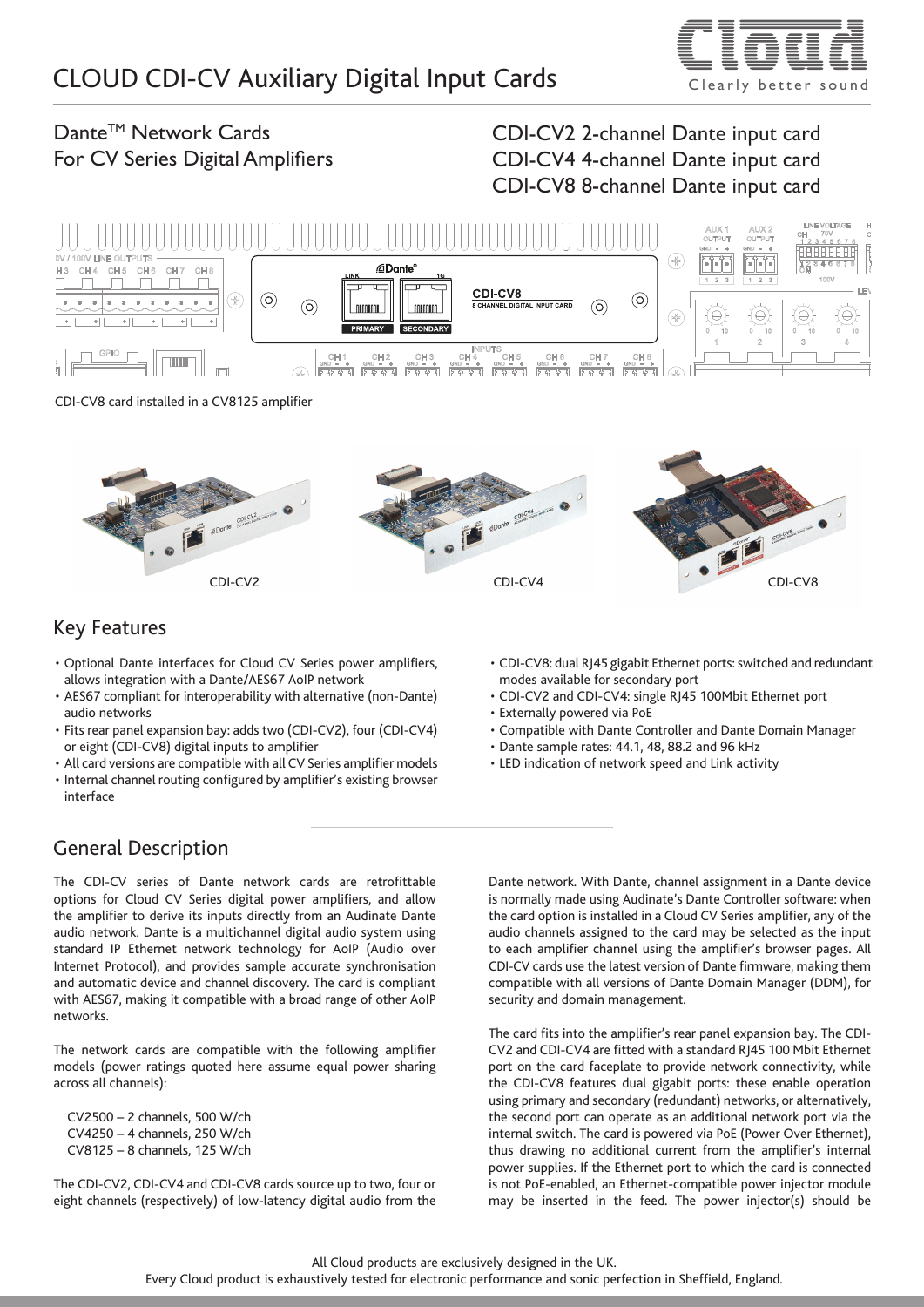# CLOUD CDI-CV Auxiliary Digital Input Cards

## Dante™ Network Cards For CV Series Digital Amplifiers

CDI-CV2 2-channel Dante input card
CDI-CV4 4-channel Dante input card
CDI-CV8 8-channel Dante input card

CDI-CV8 card installed in a CV8125 amplifier

CDI-CV2

CDI-CV4

CDI-CV8

## Key Features

- Optional Dante interfaces for Cloud CV Series power amplifiers, allows integration with a Dante/AES67 AoIP network
- AES67 compliant for interoperability with alternative (non-Dante) audio networks
- Fits rear panel expansion bay: adds two (CDI-CV2), four (CDI-CV4) or eight (CDI-CV8) digital inputs to amplifier
- All card versions are compatible with all CV Series amplifier models
- Internal channel routing configured by amplifier's existing browser interface
- CDI-CV8: dual RJ45 gigabit Ethernet ports: switched and redundant modes available for secondary port
- CDI-CV2 and CDI-CV4: single RJ45 100Mbit Ethernet port
- Externally powered via PoE
- Compatible with Dante Controller and Dante Domain Manager
- Dante sample rates: 44.1, 48, 88.2 and 96 kHz
- LED indication of network speed and Link activity

## General Description

The CDI-CV series of Dante network cards are retrofittable options for Cloud CV Series digital power amplifiers, and allow the amplifier to derive its inputs directly from an Audinate Dante audio network. Dante is a multichannel digital audio system using standard IP Ethernet network technology for AoIP (Audio over Internet Protocol), and provides sample accurate synchronisation and automatic device and channel discovery. The card is compliant with AES67, making it compatible with a broad range of other AoIP networks.

The network cards are compatible with the following amplifier models (power ratings quoted here assume equal power sharing across all channels):

CV2500 – 2 channels, 500 W/ch
CV4250 – 4 channels, 250 W/ch
CV8125 – 8 channels, 125 W/ch

The CDI-CV2, CDI-CV4 and CDI-CV8 cards source up to two, four or eight channels (respectively) of low-latency digital audio from the Dante network. With Dante, channel assignment in a Dante device is normally made using Audinate's Dante Controller software: when the card option is installed in a Cloud CV Series amplifier, any of the audio channels assigned to the card may be selected as the input to each amplifier channel using the amplifier's browser pages. All CDI-CV cards use the latest version of Dante firmware, making them compatible with all versions of Dante Domain Manager (DDM), for security and domain management.

The card fits into the amplifier's rear panel expansion bay. The CDI-CV2 and CDI-CV4 are fitted with a standard RJ45 100 Mbit Ethernet port on the card faceplate to provide network connectivity, while the CDI-CV8 features dual gigabit ports: these enable operation using primary and secondary (redundant) networks, or alternatively, the second port can operate as an additional network port via the internal switch. The card is powered via PoE (Power Over Ethernet), thus drawing no additional current from the amplifier's internal power supplies. If the Ethernet port to which the card is connected is not PoE-enabled, an Ethernet-compatible power injector module may be inserted in the feed. The power injector(s) should be

All Cloud products are exclusively designed in the UK.
Every Cloud product is exhaustively tested for electronic performance and sonic perfection in Sheffield, England.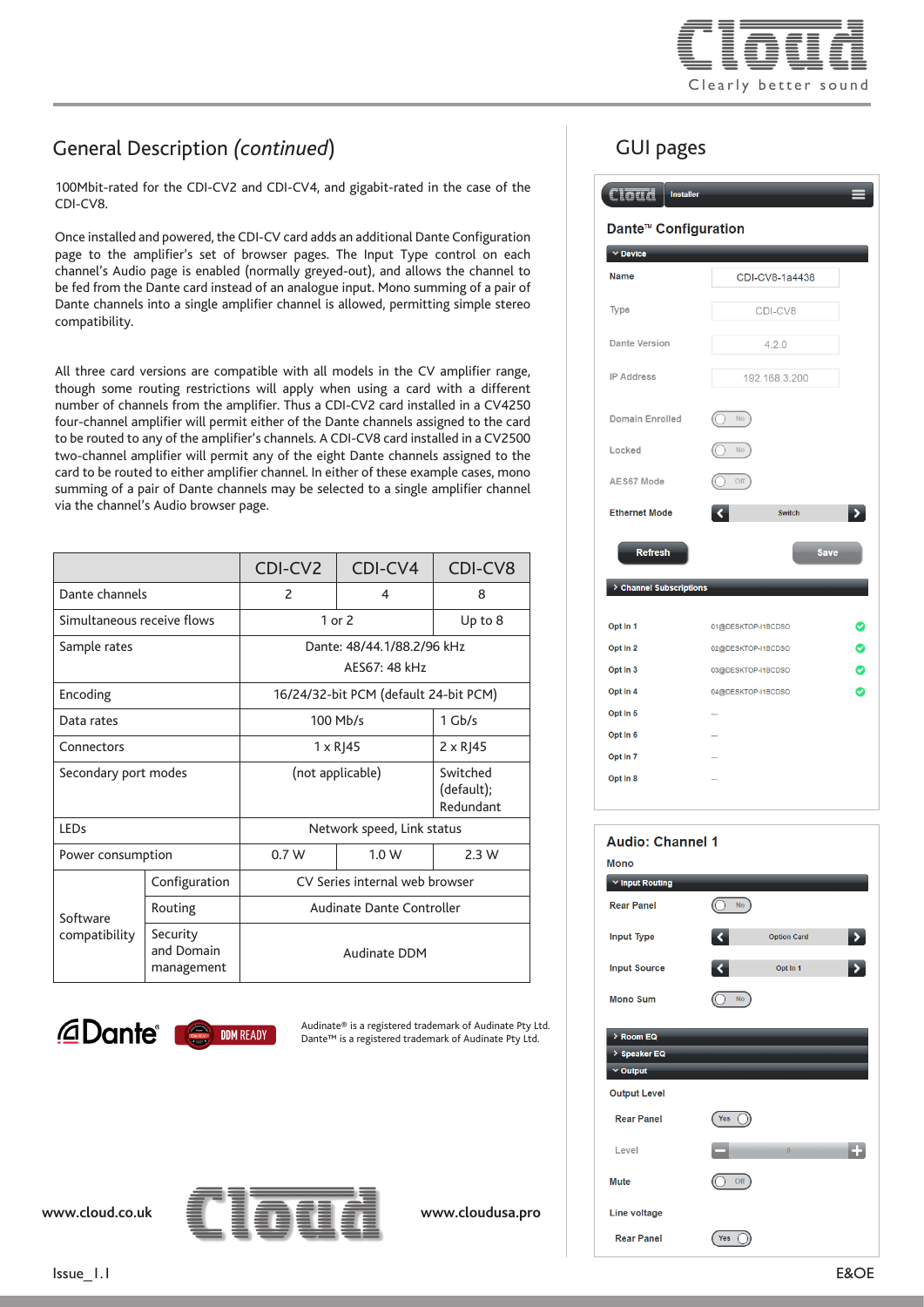## General Description *(continued)*

100Mbit-rated for the CDI-CV2 and CDI-CV4, and gigabit-rated in the case of the CDI-CV8.

Once installed and powered, the CDI-CV card adds an additional Dante Configuration page to the amplifier's set of browser pages. The Input Type control on each channel's Audio page is enabled (normally greyed-out), and allows the channel to be fed from the Dante card instead of an analogue input. Mono summing of a pair of Dante channels into a single amplifier channel is allowed, permitting simple stereo compatibility.

All three card versions are compatible with all models in the CV amplifier range, though some routing restrictions will apply when using a card with a different number of channels from the amplifier. Thus a CDI-CV2 card installed in a CV4250 four-channel amplifier will permit either of the Dante channels assigned to the card to be routed to any of the amplifier's channels. A CDI-CV8 card installed in a CV2500 two-channel amplifier will permit any of the eight Dante channels assigned to the card to be routed to either amplifier channel. In either of these example cases, mono summing of a pair of Dante channels may be selected to a single amplifier channel via the channel's Audio browser page.

| | | CDI-CV2 | CDI-CV4 | CDI-CV8 |
|---|---|---|---|---|
| Dante channels | | 2 | 4 | 8 |
| Simultaneous receive flows | | 1 or 2 | | Up to 8 |
| Sample rates | | Dante: 48/44.1/88.2/96 kHz<br>AES67: 48 kHz | | |
| Encoding | | 16/24/32-bit PCM (default 24-bit PCM) | | |
| Data rates | | 100 Mb/s | | 1 Gb/s |
| Connectors | | 1 x RJ45 | | 2 x RJ45 |
| Secondary port modes | | (not applicable) | | Switched (default); Redundant |
| LEDs | | Network speed, Link status | | |
| Power consumption | | 0.7 W | 1.0 W | 2.3 W |
| Software compatibility | Configuration | CV Series internal web browser | | |
| | Routing | Audinate Dante Controller | | |
| | Security and Domain management | Audinate DDM | | |

Audinate® is a registered trademark of Audinate Pty Ltd.
Dante™ is a registered trademark of Audinate Pty Ltd.

## GUI pages

Installer

**Dante™ Configuration**

Device

| | |
|---|---|
| Name | CDI-CV8-1a4438 |
| Type | CDI-CV8 |
| Dante Version | 4.2.0 |
| IP Address | 192.168.3.200 |
| Domain Enrolled | No |
| Locked | No |
| AES67 Mode | Off |
| Ethernet Mode | Switch |

Refresh Save

Channel Subscriptions

| | |
|---|---|
| Opt In 1 | 01@DESKTOP-I1BCDSO |
| Opt In 2 | 02@DESKTOP-I1BCDSO |
| Opt In 3 | 03@DESKTOP-I1BCDSO |
| Opt In 4 | 04@DESKTOP-I1BCDSO |
| Opt In 5 | --- |
| Opt In 6 | --- |
| Opt In 7 | --- |
| Opt In 8 | --- |

**Audio: Channel 1**

Mono

Input Routing

| | |
|---|---|
| Rear Panel | No |
| Input Type | Option Card |
| Input Source | Opt In 1 |
| Mono Sum | No |

Room EQ
Speaker EQ
Output

Output Level

| | |
|---|---|
| Rear Panel | Yes |
| Level | 0 |
| Mute | Off |

Line voltage

| | |
|---|---|
| Rear Panel | Yes |

www.cloud.co.uk www.cloudusa.pro

Issue_1.1 E&OE